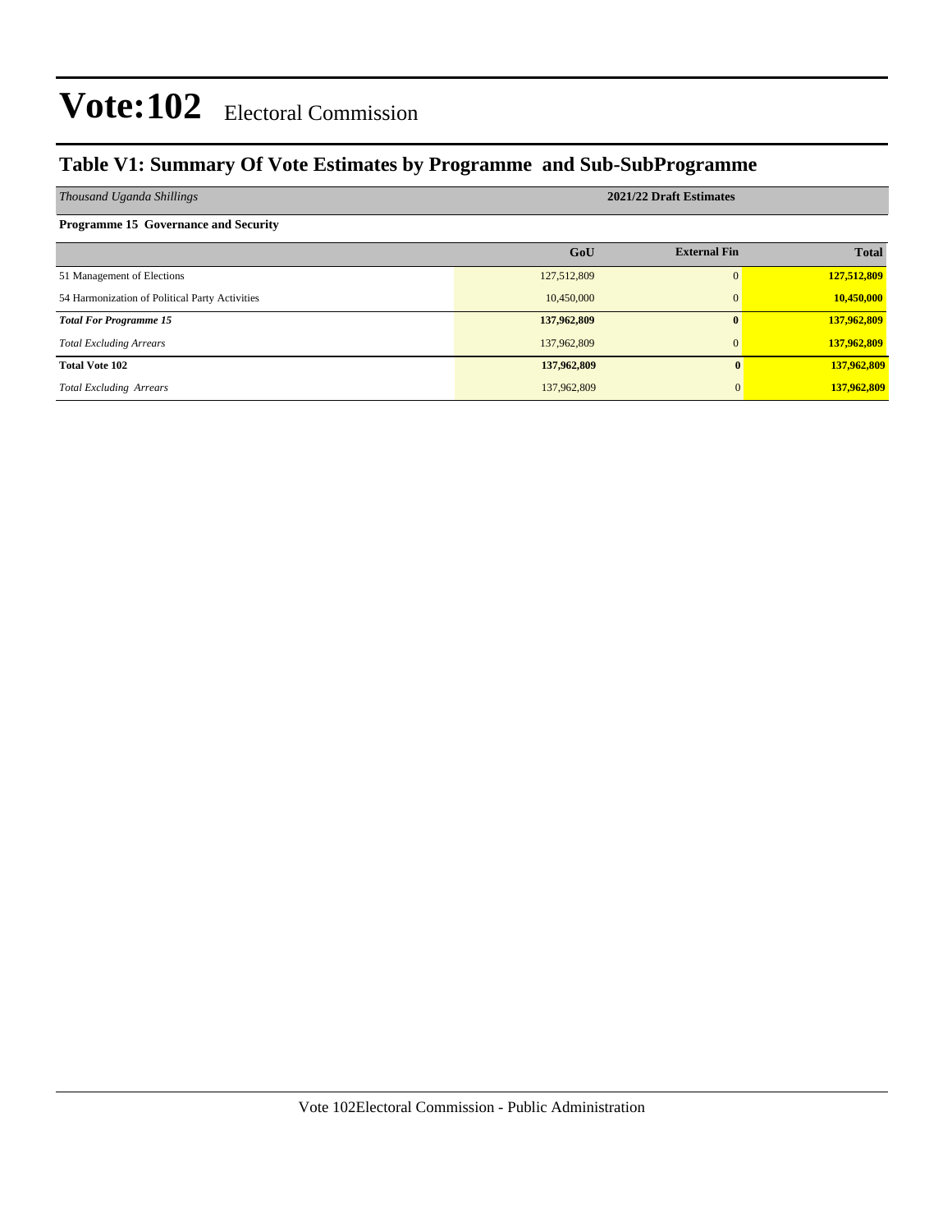# Vote:102 Electoral Commission

## Table V1: Summary Of Vote Estimates by Programme and Sub-SubProgramme

| *Thousand Uganda Shillings* | 2021/22 Draft Estimates | | |
|---|---|---|---|
| **Programme 15 Governance and Security** | | | |
| | **GoU** | **External Fin** | **Total** |
| 51 Management of Elections | 127,512,809 | 0 | **127,512,809** |
| 54 Harmonization of Political Party Activities | 10,450,000 | 0 | **10,450,000** |
| ***Total For Programme 15*** | **137,962,809** | **0** | **137,962,809** |
| *Total Excluding Arrears* | 137,962,809 | 0 | **137,962,809** |
| **Total Vote 102** | **137,962,809** | **0** | **137,962,809** |
| *Total Excluding Arrears* | 137,962,809 | 0 | **137,962,809** |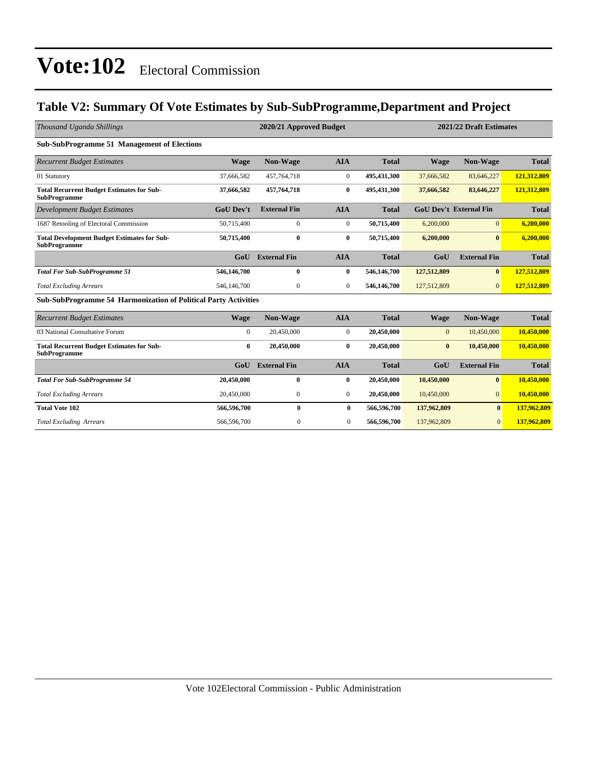# Vote:102 Electoral Commission

## Table V2: Summary Of Vote Estimates by Sub-SubProgramme,Department and Project

| *Thousand Uganda Shillings* | 2020/21 Approved Budget | | | | 2021/22 Draft Estimates | | |
|---|---|---|---|---|---|---|---|
| **Sub-SubProgramme 51 Management of Elections** | | | | | | | |
| *Recurrent Budget Estimates* | **Wage** | **Non-Wage** | **AIA** | **Total** | **Wage** | **Non-Wage** | **Total** |
| 01 Statutory | 37,666,582 | 457,764,718 | 0 | **495,431,300** | 37,666,582 | 83,646,227 | **121,312,809** |
| **Total Recurrent Budget Estimates for Sub-SubProgramme** | **37,666,582** | **457,764,718** | **0** | **495,431,300** | **37,666,582** | **83,646,227** | **121,312,809** |
| *Development Budget Estimates* | **GoU Dev't** | **External Fin** | **AIA** | **Total** | **GoU Dev't** | **External Fin** | **Total** |
| 1687 Retooling of Electoral Commission | 50,715,400 | 0 | 0 | **50,715,400** | 6,200,000 | 0 | **6,200,000** |
| **Total Development Budget Estimates for Sub-SubProgramme** | **50,715,400** | **0** | **0** | **50,715,400** | **6,200,000** | **0** | **6,200,000** |
| | **GoU** | **External Fin** | **AIA** | **Total** | **GoU** | **External Fin** | **Total** |
| ***Total For Sub-SubProgramme 51*** | **546,146,700** | **0** | **0** | **546,146,700** | **127,512,809** | **0** | **127,512,809** |
| *Total Excluding Arrears* | 546,146,700 | 0 | 0 | **546,146,700** | 127,512,809 | 0 | **127,512,809** |
| **Sub-SubProgramme 54 Harmonization of Political Party Activities** | | | | | | | |
| *Recurrent Budget Estimates* | **Wage** | **Non-Wage** | **AIA** | **Total** | **Wage** | **Non-Wage** | **Total** |
| 03 National Consultative Forum | 0 | 20,450,000 | 0 | **20,450,000** | 0 | 10,450,000 | **10,450,000** |
| **Total Recurrent Budget Estimates for Sub-SubProgramme** | **0** | **20,450,000** | **0** | **20,450,000** | **0** | **10,450,000** | **10,450,000** |
| | **GoU** | **External Fin** | **AIA** | **Total** | **GoU** | **External Fin** | **Total** |
| ***Total For Sub-SubProgramme 54*** | **20,450,000** | **0** | **0** | **20,450,000** | **10,450,000** | **0** | **10,450,000** |
| *Total Excluding Arrears* | 20,450,000 | 0 | 0 | **20,450,000** | 10,450,000 | 0 | **10,450,000** |
| **Total Vote 102** | **566,596,700** | **0** | **0** | **566,596,700** | **137,962,809** | **0** | **137,962,809** |
| *Total Excluding Arrears* | 566,596,700 | 0 | 0 | **566,596,700** | 137,962,809 | 0 | **137,962,809** |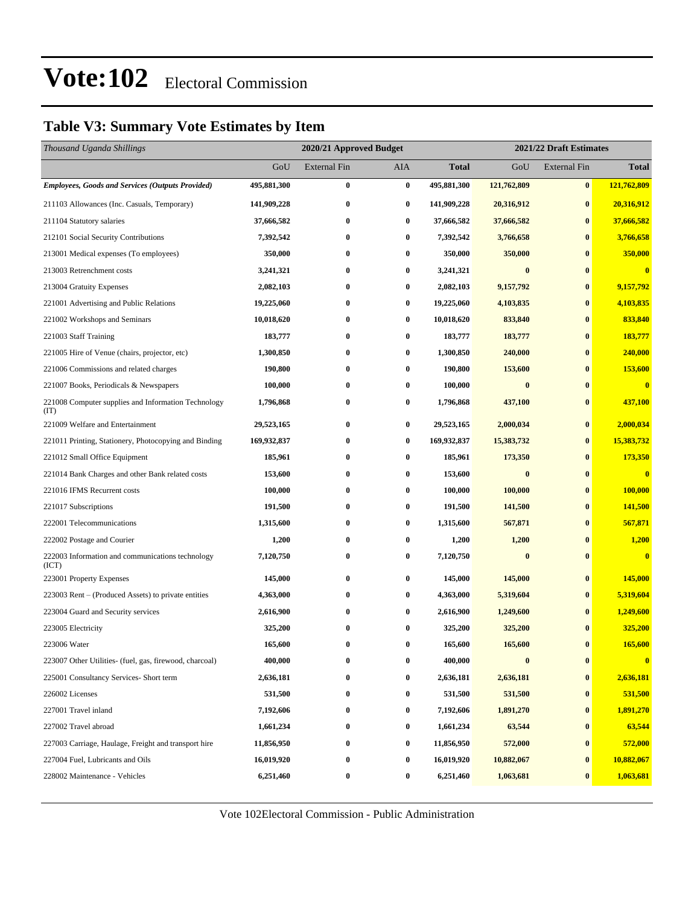# Vote:102 Electoral Commission

## Table V3: Summary Vote Estimates by Item

| *Thousand Uganda Shillings* | 2020/21 Approved Budget | | | | 2021/22 Draft Estimates | | |
|---|---|---|---|---|---|---|---|
| | GoU | External Fin | AIA | **Total** | GoU | External Fin | **Total** |
| ***Employees, Goods and Services (Outputs Provided)*** | **495,881,300** | **0** | **0** | **495,881,300** | **121,762,809** | **0** | **121,762,809** |
| 211103 Allowances (Inc. Casuals, Temporary) | **141,909,228** | **0** | **0** | **141,909,228** | **20,316,912** | **0** | **20,316,912** |
| 211104 Statutory salaries | **37,666,582** | **0** | **0** | **37,666,582** | **37,666,582** | **0** | **37,666,582** |
| 212101 Social Security Contributions | **7,392,542** | **0** | **0** | **7,392,542** | **3,766,658** | **0** | **3,766,658** |
| 213001 Medical expenses (To employees) | **350,000** | **0** | **0** | **350,000** | **350,000** | **0** | **350,000** |
| 213003 Retrenchment costs | **3,241,321** | **0** | **0** | **3,241,321** | **0** | **0** | **0** |
| 213004 Gratuity Expenses | **2,082,103** | **0** | **0** | **2,082,103** | **9,157,792** | **0** | **9,157,792** |
| 221001 Advertising and Public Relations | **19,225,060** | **0** | **0** | **19,225,060** | **4,103,835** | **0** | **4,103,835** |
| 221002 Workshops and Seminars | **10,018,620** | **0** | **0** | **10,018,620** | **833,840** | **0** | **833,840** |
| 221003 Staff Training | **183,777** | **0** | **0** | **183,777** | **183,777** | **0** | **183,777** |
| 221005 Hire of Venue (chairs, projector, etc) | **1,300,850** | **0** | **0** | **1,300,850** | **240,000** | **0** | **240,000** |
| 221006 Commissions and related charges | **190,800** | **0** | **0** | **190,800** | **153,600** | **0** | **153,600** |
| 221007 Books, Periodicals & Newspapers | **100,000** | **0** | **0** | **100,000** | **0** | **0** | **0** |
| 221008 Computer supplies and Information Technology (IT) | **1,796,868** | **0** | **0** | **1,796,868** | **437,100** | **0** | **437,100** |
| 221009 Welfare and Entertainment | **29,523,165** | **0** | **0** | **29,523,165** | **2,000,034** | **0** | **2,000,034** |
| 221011 Printing, Stationery, Photocopying and Binding | **169,932,837** | **0** | **0** | **169,932,837** | **15,383,732** | **0** | **15,383,732** |
| 221012 Small Office Equipment | **185,961** | **0** | **0** | **185,961** | **173,350** | **0** | **173,350** |
| 221014 Bank Charges and other Bank related costs | **153,600** | **0** | **0** | **153,600** | **0** | **0** | **0** |
| 221016 IFMS Recurrent costs | **100,000** | **0** | **0** | **100,000** | **100,000** | **0** | **100,000** |
| 221017 Subscriptions | **191,500** | **0** | **0** | **191,500** | **141,500** | **0** | **141,500** |
| 222001 Telecommunications | **1,315,600** | **0** | **0** | **1,315,600** | **567,871** | **0** | **567,871** |
| 222002 Postage and Courier | **1,200** | **0** | **0** | **1,200** | **1,200** | **0** | **1,200** |
| 222003 Information and communications technology (ICT) | **7,120,750** | **0** | **0** | **7,120,750** | **0** | **0** | **0** |
| 223001 Property Expenses | **145,000** | **0** | **0** | **145,000** | **145,000** | **0** | **145,000** |
| 223003 Rent – (Produced Assets) to private entities | **4,363,000** | **0** | **0** | **4,363,000** | **5,319,604** | **0** | **5,319,604** |
| 223004 Guard and Security services | **2,616,900** | **0** | **0** | **2,616,900** | **1,249,600** | **0** | **1,249,600** |
| 223005 Electricity | **325,200** | **0** | **0** | **325,200** | **325,200** | **0** | **325,200** |
| 223006 Water | **165,600** | **0** | **0** | **165,600** | **165,600** | **0** | **165,600** |
| 223007 Other Utilities- (fuel, gas, firewood, charcoal) | **400,000** | **0** | **0** | **400,000** | **0** | **0** | **0** |
| 225001 Consultancy Services- Short term | **2,636,181** | **0** | **0** | **2,636,181** | **2,636,181** | **0** | **2,636,181** |
| 226002 Licenses | **531,500** | **0** | **0** | **531,500** | **531,500** | **0** | **531,500** |
| 227001 Travel inland | **7,192,606** | **0** | **0** | **7,192,606** | **1,891,270** | **0** | **1,891,270** |
| 227002 Travel abroad | **1,661,234** | **0** | **0** | **1,661,234** | **63,544** | **0** | **63,544** |
| 227003 Carriage, Haulage, Freight and transport hire | **11,856,950** | **0** | **0** | **11,856,950** | **572,000** | **0** | **572,000** |
| 227004 Fuel, Lubricants and Oils | **16,019,920** | **0** | **0** | **16,019,920** | **10,882,067** | **0** | **10,882,067** |
| 228002 Maintenance - Vehicles | **6,251,460** | **0** | **0** | **6,251,460** | **1,063,681** | **0** | **1,063,681** |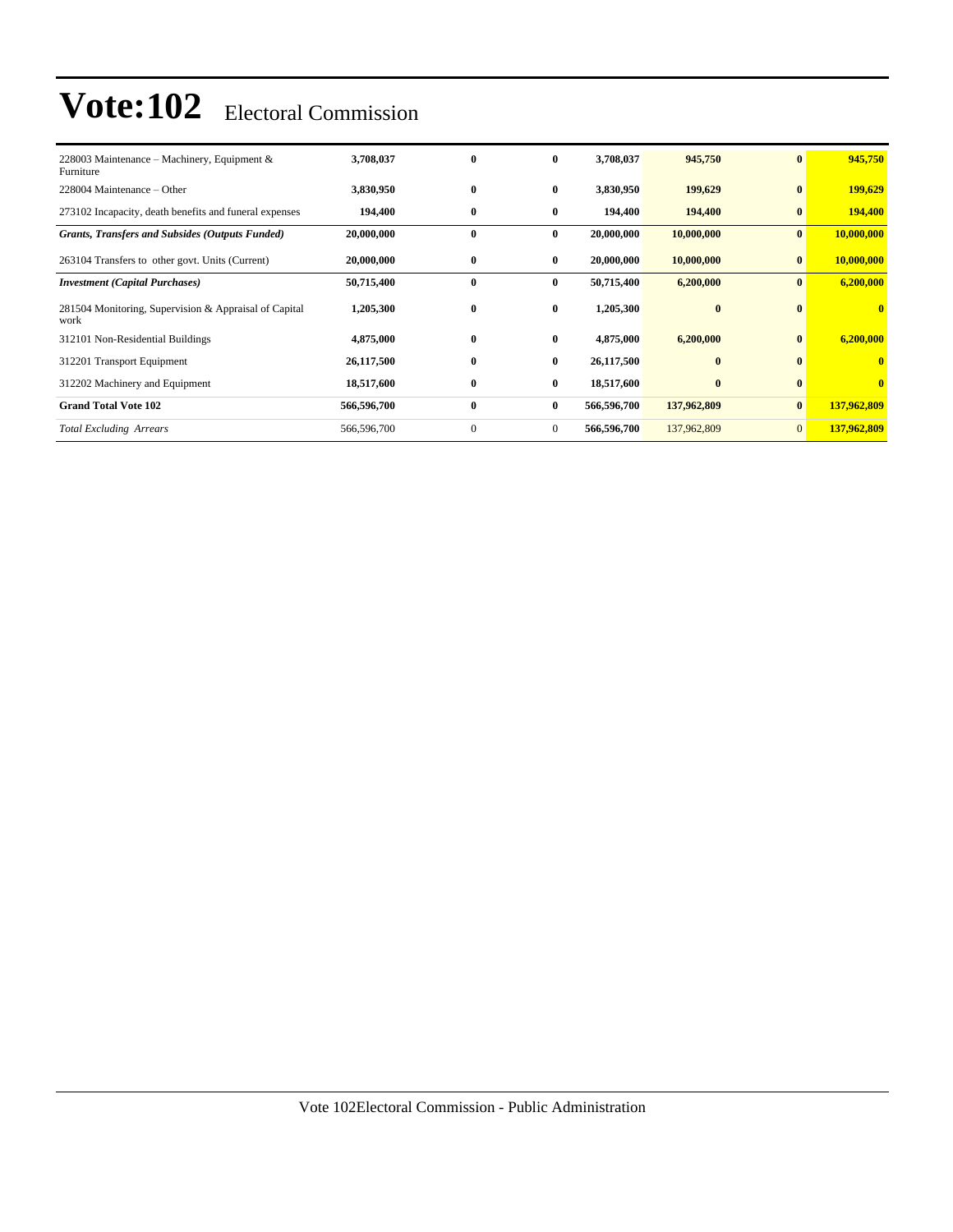# Vote:102 Electoral Commission

| | | | | | | | |
|---|---|---|---|---|---|---|---|
| 228003 Maintenance – Machinery, Equipment & Furniture | **3,708,037** | **0** | **0** | **3,708,037** | **945,750** | **0** | **945,750** |
| 228004 Maintenance – Other | **3,830,950** | **0** | **0** | **3,830,950** | **199,629** | **0** | **199,629** |
| 273102 Incapacity, death benefits and funeral expenses | **194,400** | **0** | **0** | **194,400** | **194,400** | **0** | **194,400** |
| ***Grants, Transfers and Subsides (Outputs Funded)*** | **20,000,000** | **0** | **0** | **20,000,000** | **10,000,000** | **0** | **10,000,000** |
| 263104 Transfers to other govt. Units (Current) | **20,000,000** | **0** | **0** | **20,000,000** | **10,000,000** | **0** | **10,000,000** |
| ***Investment (Capital Purchases)*** | **50,715,400** | **0** | **0** | **50,715,400** | **6,200,000** | **0** | **6,200,000** |
| 281504 Monitoring, Supervision & Appraisal of Capital work | **1,205,300** | **0** | **0** | **1,205,300** | **0** | **0** | **0** |
| 312101 Non-Residential Buildings | **4,875,000** | **0** | **0** | **4,875,000** | **6,200,000** | **0** | **6,200,000** |
| 312201 Transport Equipment | **26,117,500** | **0** | **0** | **26,117,500** | **0** | **0** | **0** |
| 312202 Machinery and Equipment | **18,517,600** | **0** | **0** | **18,517,600** | **0** | **0** | **0** |
| **Grand Total Vote 102** | **566,596,700** | **0** | **0** | **566,596,700** | **137,962,809** | **0** | **137,962,809** |
| *Total Excluding Arrears* | 566,596,700 | 0 | 0 | **566,596,700** | 137,962,809 | 0 | **137,962,809** |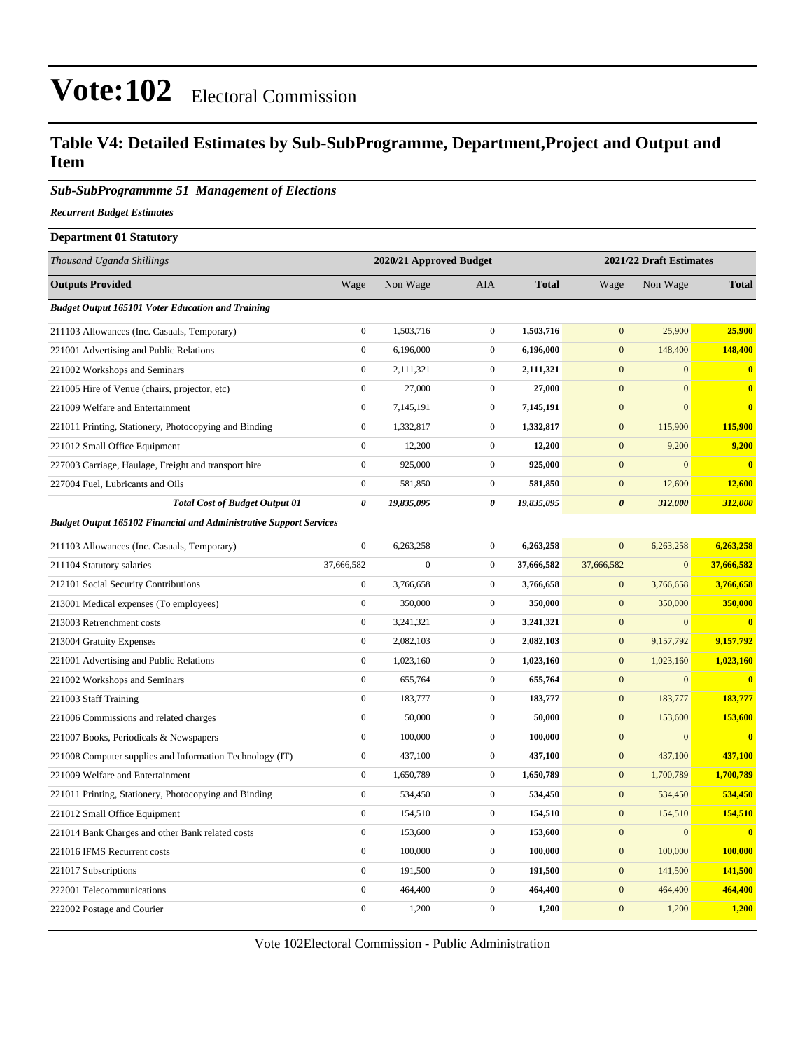# Vote:102 Electoral Commission

## Table V4: Detailed Estimates by Sub-SubProgramme, Department,Project and Output and Item

### *Sub-SubProgrammme 51 Management of Elections*

***Recurrent Budget Estimates***

**Department 01 Statutory**

| *Thousand Uganda Shillings* | 2020/21 Approved Budget | | | | 2021/22 Draft Estimates | | |
|---|---|---|---|---|---|---|---|
| **Outputs Provided** | Wage | Non Wage | AIA | **Total** | Wage | Non Wage | **Total** |
| ***Budget Output 165101 Voter Education and Training*** | | | | | | | |
| 211103 Allowances (Inc. Casuals, Temporary) | 0 | 1,503,716 | 0 | **1,503,716** | 0 | 25,900 | **25,900** |
| 221001 Advertising and Public Relations | 0 | 6,196,000 | 0 | **6,196,000** | 0 | 148,400 | **148,400** |
| 221002 Workshops and Seminars | 0 | 2,111,321 | 0 | **2,111,321** | 0 | 0 | **0** |
| 221005 Hire of Venue (chairs, projector, etc) | 0 | 27,000 | 0 | **27,000** | 0 | 0 | **0** |
| 221009 Welfare and Entertainment | 0 | 7,145,191 | 0 | **7,145,191** | 0 | 0 | **0** |
| 221011 Printing, Stationery, Photocopying and Binding | 0 | 1,332,817 | 0 | **1,332,817** | 0 | 115,900 | **115,900** |
| 221012 Small Office Equipment | 0 | 12,200 | 0 | **12,200** | 0 | 9,200 | **9,200** |
| 227003 Carriage, Haulage, Freight and transport hire | 0 | 925,000 | 0 | **925,000** | 0 | 0 | **0** |
| 227004 Fuel, Lubricants and Oils | 0 | 581,850 | 0 | **581,850** | 0 | 12,600 | **12,600** |
| ***Total Cost of Budget Output 01*** | ***0*** | ***19,835,095*** | ***0*** | ***19,835,095*** | ***0*** | ***312,000*** | ***312,000*** |
| ***Budget Output 165102 Financial and Administrative Support Services*** | | | | | | | |
| 211103 Allowances (Inc. Casuals, Temporary) | 0 | 6,263,258 | 0 | **6,263,258** | 0 | 6,263,258 | **6,263,258** |
| 211104 Statutory salaries | 37,666,582 | 0 | 0 | **37,666,582** | 37,666,582 | 0 | **37,666,582** |
| 212101 Social Security Contributions | 0 | 3,766,658 | 0 | **3,766,658** | 0 | 3,766,658 | **3,766,658** |
| 213001 Medical expenses (To employees) | 0 | 350,000 | 0 | **350,000** | 0 | 350,000 | **350,000** |
| 213003 Retrenchment costs | 0 | 3,241,321 | 0 | **3,241,321** | 0 | 0 | **0** |
| 213004 Gratuity Expenses | 0 | 2,082,103 | 0 | **2,082,103** | 0 | 9,157,792 | **9,157,792** |
| 221001 Advertising and Public Relations | 0 | 1,023,160 | 0 | **1,023,160** | 0 | 1,023,160 | **1,023,160** |
| 221002 Workshops and Seminars | 0 | 655,764 | 0 | **655,764** | 0 | 0 | **0** |
| 221003 Staff Training | 0 | 183,777 | 0 | **183,777** | 0 | 183,777 | **183,777** |
| 221006 Commissions and related charges | 0 | 50,000 | 0 | **50,000** | 0 | 153,600 | **153,600** |
| 221007 Books, Periodicals & Newspapers | 0 | 100,000 | 0 | **100,000** | 0 | 0 | **0** |
| 221008 Computer supplies and Information Technology (IT) | 0 | 437,100 | 0 | **437,100** | 0 | 437,100 | **437,100** |
| 221009 Welfare and Entertainment | 0 | 1,650,789 | 0 | **1,650,789** | 0 | 1,700,789 | **1,700,789** |
| 221011 Printing, Stationery, Photocopying and Binding | 0 | 534,450 | 0 | **534,450** | 0 | 534,450 | **534,450** |
| 221012 Small Office Equipment | 0 | 154,510 | 0 | **154,510** | 0 | 154,510 | **154,510** |
| 221014 Bank Charges and other Bank related costs | 0 | 153,600 | 0 | **153,600** | 0 | 0 | **0** |
| 221016 IFMS Recurrent costs | 0 | 100,000 | 0 | **100,000** | 0 | 100,000 | **100,000** |
| 221017 Subscriptions | 0 | 191,500 | 0 | **191,500** | 0 | 141,500 | **141,500** |
| 222001 Telecommunications | 0 | 464,400 | 0 | **464,400** | 0 | 464,400 | **464,400** |
| 222002 Postage and Courier | 0 | 1,200 | 0 | **1,200** | 0 | 1,200 | **1,200** |

Vote 102Electoral Commission - Public Administration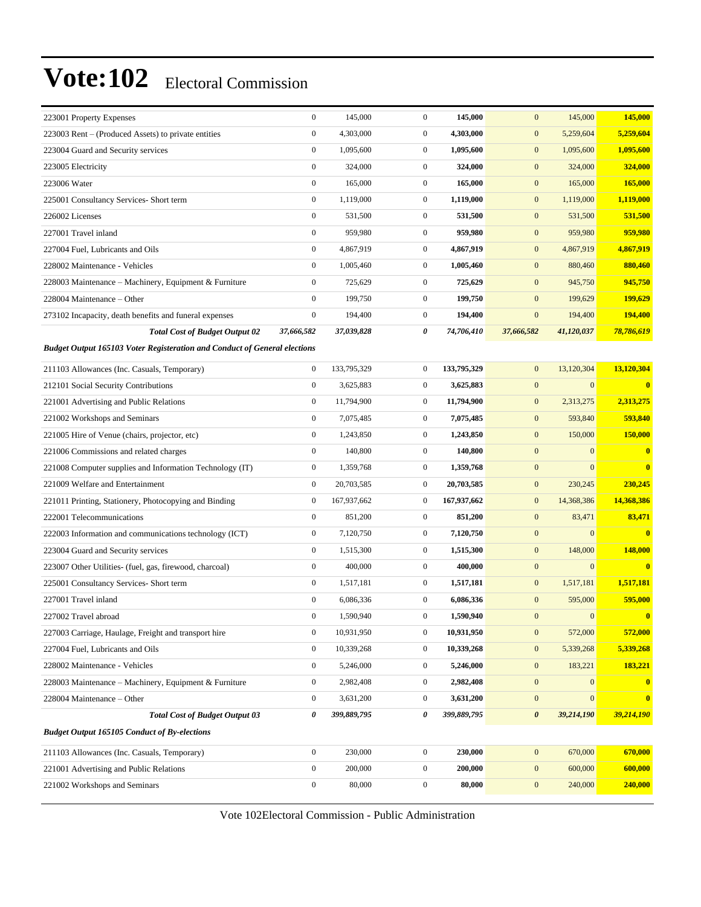# Vote:102 Electoral Commission

| | | | | | | | |
|---|---|---|---|---|---|---|---|
| 223001 Property Expenses | 0 | 145,000 | 0 | **145,000** | 0 | 145,000 | **145,000** |
| 223003 Rent – (Produced Assets) to private entities | 0 | 4,303,000 | 0 | **4,303,000** | 0 | 5,259,604 | **5,259,604** |
| 223004 Guard and Security services | 0 | 1,095,600 | 0 | **1,095,600** | 0 | 1,095,600 | **1,095,600** |
| 223005 Electricity | 0 | 324,000 | 0 | **324,000** | 0 | 324,000 | **324,000** |
| 223006 Water | 0 | 165,000 | 0 | **165,000** | 0 | 165,000 | **165,000** |
| 225001 Consultancy Services- Short term | 0 | 1,119,000 | 0 | **1,119,000** | 0 | 1,119,000 | **1,119,000** |
| 226002 Licenses | 0 | 531,500 | 0 | **531,500** | 0 | 531,500 | **531,500** |
| 227001 Travel inland | 0 | 959,980 | 0 | **959,980** | 0 | 959,980 | **959,980** |
| 227004 Fuel, Lubricants and Oils | 0 | 4,867,919 | 0 | **4,867,919** | 0 | 4,867,919 | **4,867,919** |
| 228002 Maintenance - Vehicles | 0 | 1,005,460 | 0 | **1,005,460** | 0 | 880,460 | **880,460** |
| 228003 Maintenance – Machinery, Equipment & Furniture | 0 | 725,629 | 0 | **725,629** | 0 | 945,750 | **945,750** |
| 228004 Maintenance – Other | 0 | 199,750 | 0 | **199,750** | 0 | 199,629 | **199,629** |
| 273102 Incapacity, death benefits and funeral expenses | 0 | 194,400 | 0 | **194,400** | 0 | 194,400 | **194,400** |
| ***Total Cost of Budget Output 02*** | ***37,666,582*** | ***37,039,828*** | ***0*** | ***74,706,410*** | ***37,666,582*** | ***41,120,037*** | ***78,786,619*** |
| ***Budget Output 165103 Voter Registeration and Conduct of General elections*** | | | | | | | |
| 211103 Allowances (Inc. Casuals, Temporary) | 0 | 133,795,329 | 0 | **133,795,329** | 0 | 13,120,304 | **13,120,304** |
| 212101 Social Security Contributions | 0 | 3,625,883 | 0 | **3,625,883** | 0 | 0 | **0** |
| 221001 Advertising and Public Relations | 0 | 11,794,900 | 0 | **11,794,900** | 0 | 2,313,275 | **2,313,275** |
| 221002 Workshops and Seminars | 0 | 7,075,485 | 0 | **7,075,485** | 0 | 593,840 | **593,840** |
| 221005 Hire of Venue (chairs, projector, etc) | 0 | 1,243,850 | 0 | **1,243,850** | 0 | 150,000 | **150,000** |
| 221006 Commissions and related charges | 0 | 140,800 | 0 | **140,800** | 0 | 0 | **0** |
| 221008 Computer supplies and Information Technology (IT) | 0 | 1,359,768 | 0 | **1,359,768** | 0 | 0 | **0** |
| 221009 Welfare and Entertainment | 0 | 20,703,585 | 0 | **20,703,585** | 0 | 230,245 | **230,245** |
| 221011 Printing, Stationery, Photocopying and Binding | 0 | 167,937,662 | 0 | **167,937,662** | 0 | 14,368,386 | **14,368,386** |
| 222001 Telecommunications | 0 | 851,200 | 0 | **851,200** | 0 | 83,471 | **83,471** |
| 222003 Information and communications technology (ICT) | 0 | 7,120,750 | 0 | **7,120,750** | 0 | 0 | **0** |
| 223004 Guard and Security services | 0 | 1,515,300 | 0 | **1,515,300** | 0 | 148,000 | **148,000** |
| 223007 Other Utilities- (fuel, gas, firewood, charcoal) | 0 | 400,000 | 0 | **400,000** | 0 | 0 | **0** |
| 225001 Consultancy Services- Short term | 0 | 1,517,181 | 0 | **1,517,181** | 0 | 1,517,181 | **1,517,181** |
| 227001 Travel inland | 0 | 6,086,336 | 0 | **6,086,336** | 0 | 595,000 | **595,000** |
| 227002 Travel abroad | 0 | 1,590,940 | 0 | **1,590,940** | 0 | 0 | **0** |
| 227003 Carriage, Haulage, Freight and transport hire | 0 | 10,931,950 | 0 | **10,931,950** | 0 | 572,000 | **572,000** |
| 227004 Fuel, Lubricants and Oils | 0 | 10,339,268 | 0 | **10,339,268** | 0 | 5,339,268 | **5,339,268** |
| 228002 Maintenance - Vehicles | 0 | 5,246,000 | 0 | **5,246,000** | 0 | 183,221 | **183,221** |
| 228003 Maintenance – Machinery, Equipment & Furniture | 0 | 2,982,408 | 0 | **2,982,408** | 0 | 0 | **0** |
| 228004 Maintenance – Other | 0 | 3,631,200 | 0 | **3,631,200** | 0 | 0 | **0** |
| ***Total Cost of Budget Output 03*** | ***0*** | ***399,889,795*** | ***0*** | ***399,889,795*** | ***0*** | ***39,214,190*** | ***39,214,190*** |
| ***Budget Output 165105 Conduct of By-elections*** | | | | | | | |
| 211103 Allowances (Inc. Casuals, Temporary) | 0 | 230,000 | 0 | **230,000** | 0 | 670,000 | **670,000** |
| 221001 Advertising and Public Relations | 0 | 200,000 | 0 | **200,000** | 0 | 600,000 | **600,000** |
| 221002 Workshops and Seminars | 0 | 80,000 | 0 | **80,000** | 0 | 240,000 | **240,000** |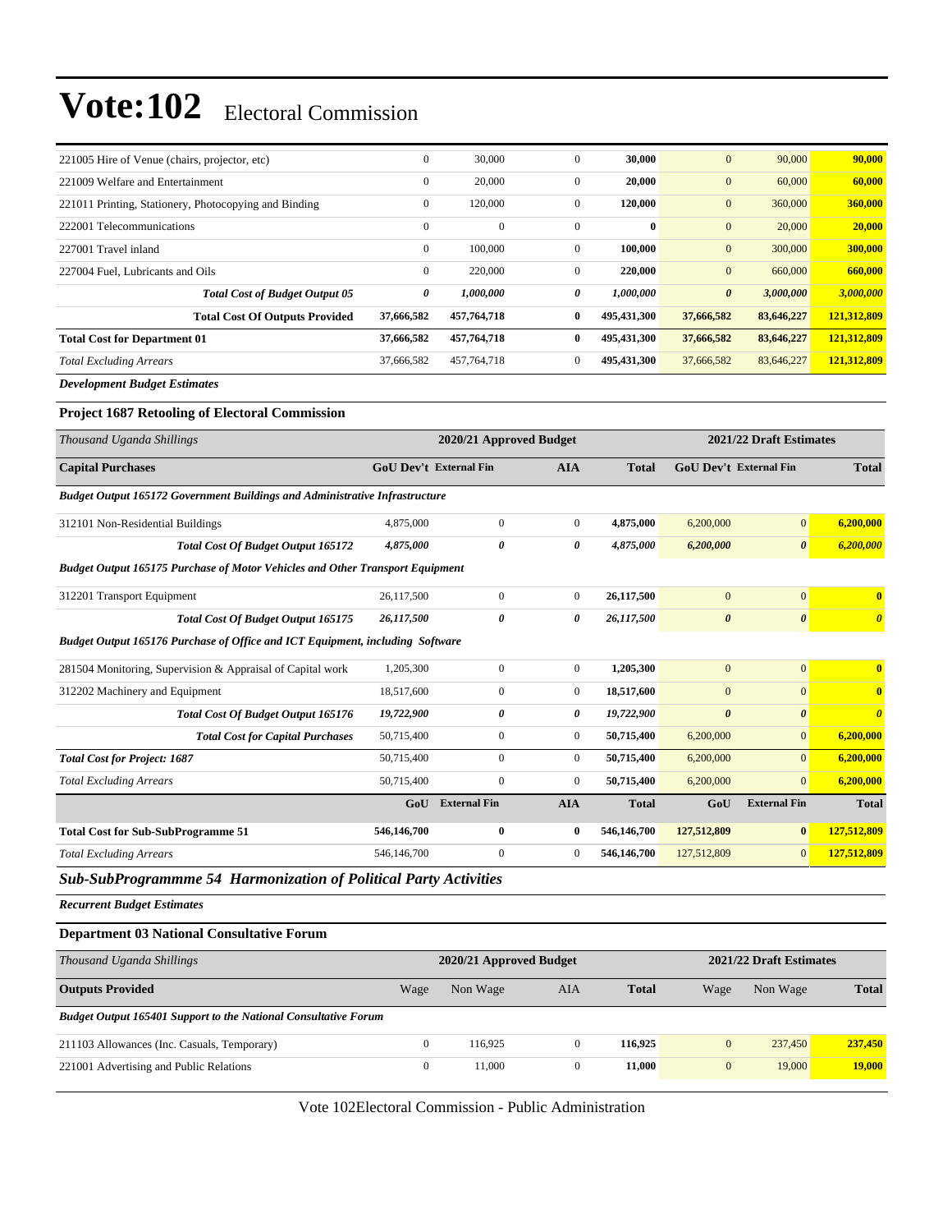# Vote:102 Electoral Commission

| | | | | | | | |
|---|---|---|---|---|---|---|---|
| 221005 Hire of Venue (chairs, projector, etc) | 0 | 30,000 | 0 | **30,000** | 0 | 90,000 | **90,000** |
| 221009 Welfare and Entertainment | 0 | 20,000 | 0 | **20,000** | 0 | 60,000 | **60,000** |
| 221011 Printing, Stationery, Photocopying and Binding | 0 | 120,000 | 0 | **120,000** | 0 | 360,000 | **360,000** |
| 222001 Telecommunications | 0 | 0 | 0 | **0** | 0 | 20,000 | **20,000** |
| 227001 Travel inland | 0 | 100,000 | 0 | **100,000** | 0 | 300,000 | **300,000** |
| 227004 Fuel, Lubricants and Oils | 0 | 220,000 | 0 | **220,000** | 0 | 660,000 | **660,000** |
| ***Total Cost of Budget Output 05*** | ***0*** | ***1,000,000*** | ***0*** | ***1,000,000*** | ***0*** | ***3,000,000*** | ***3,000,000*** |
| **Total Cost Of Outputs Provided** | **37,666,582** | **457,764,718** | **0** | **495,431,300** | **37,666,582** | **83,646,227** | **121,312,809** |
| **Total Cost for Department 01** | **37,666,582** | **457,764,718** | **0** | **495,431,300** | **37,666,582** | **83,646,227** | **121,312,809** |
| *Total Excluding Arrears* | 37,666,582 | 457,764,718 | 0 | **495,431,300** | 37,666,582 | 83,646,227 | **121,312,809** |

***Development Budget Estimates***

### Project 1687 Retooling of Electoral Commission

| *Thousand Uganda Shillings* | 2020/21 Approved Budget | | | | 2021/22 Draft Estimates | | |
|---|---|---|---|---|---|---|---|
| **Capital Purchases** | **GoU Dev't** | **External Fin** | **AIA** | **Total** | **GoU Dev't** | **External Fin** | **Total** |
| ***Budget Output 165172 Government Buildings and Administrative Infrastructure*** | | | | | | | |
| 312101 Non-Residential Buildings | 4,875,000 | 0 | 0 | **4,875,000** | 6,200,000 | 0 | **6,200,000** |
| ***Total Cost Of Budget Output 165172*** | ***4,875,000*** | ***0*** | ***0*** | ***4,875,000*** | ***6,200,000*** | ***0*** | ***6,200,000*** |
| ***Budget Output 165175 Purchase of Motor Vehicles and Other Transport Equipment*** | | | | | | | |
| 312201 Transport Equipment | 26,117,500 | 0 | 0 | **26,117,500** | 0 | 0 | **0** |
| ***Total Cost Of Budget Output 165175*** | ***26,117,500*** | ***0*** | ***0*** | ***26,117,500*** | ***0*** | ***0*** | ***0*** |
| ***Budget Output 165176 Purchase of Office and ICT Equipment, including Software*** | | | | | | | |
| 281504 Monitoring, Supervision & Appraisal of Capital work | 1,205,300 | 0 | 0 | **1,205,300** | 0 | 0 | **0** |
| 312202 Machinery and Equipment | 18,517,600 | 0 | 0 | **18,517,600** | 0 | 0 | **0** |
| ***Total Cost Of Budget Output 165176*** | ***19,722,900*** | ***0*** | ***0*** | ***19,722,900*** | ***0*** | ***0*** | ***0*** |
| ***Total Cost for Capital Purchases*** | 50,715,400 | 0 | 0 | **50,715,400** | 6,200,000 | 0 | **6,200,000** |
| ***Total Cost for Project: 1687*** | 50,715,400 | 0 | 0 | **50,715,400** | 6,200,000 | 0 | **6,200,000** |
| *Total Excluding Arrears* | 50,715,400 | 0 | 0 | **50,715,400** | 6,200,000 | 0 | **6,200,000** |
| | **GoU** | **External Fin** | **AIA** | **Total** | **GoU** | **External Fin** | **Total** |
| **Total Cost for Sub-SubProgramme 51** | **546,146,700** | **0** | **0** | **546,146,700** | **127,512,809** | **0** | **127,512,809** |
| *Total Excluding Arrears* | 546,146,700 | 0 | 0 | **546,146,700** | 127,512,809 | 0 | **127,512,809** |

## *Sub-SubProgrammme 54 Harmonization of Political Party Activities*

***Recurrent Budget Estimates***

### Department 03 National Consultative Forum

| *Thousand Uganda Shillings* | 2020/21 Approved Budget | | | | 2021/22 Draft Estimates | | |
|---|---|---|---|---|---|---|---|
| **Outputs Provided** | Wage | Non Wage | AIA | **Total** | Wage | Non Wage | **Total** |
| ***Budget Output 165401 Support to the National Consultative Forum*** | | | | | | | |
| 211103 Allowances (Inc. Casuals, Temporary) | 0 | 116,925 | 0 | **116,925** | 0 | 237,450 | **237,450** |
| 221001 Advertising and Public Relations | 0 | 11,000 | 0 | **11,000** | 0 | 19,000 | **19,000** |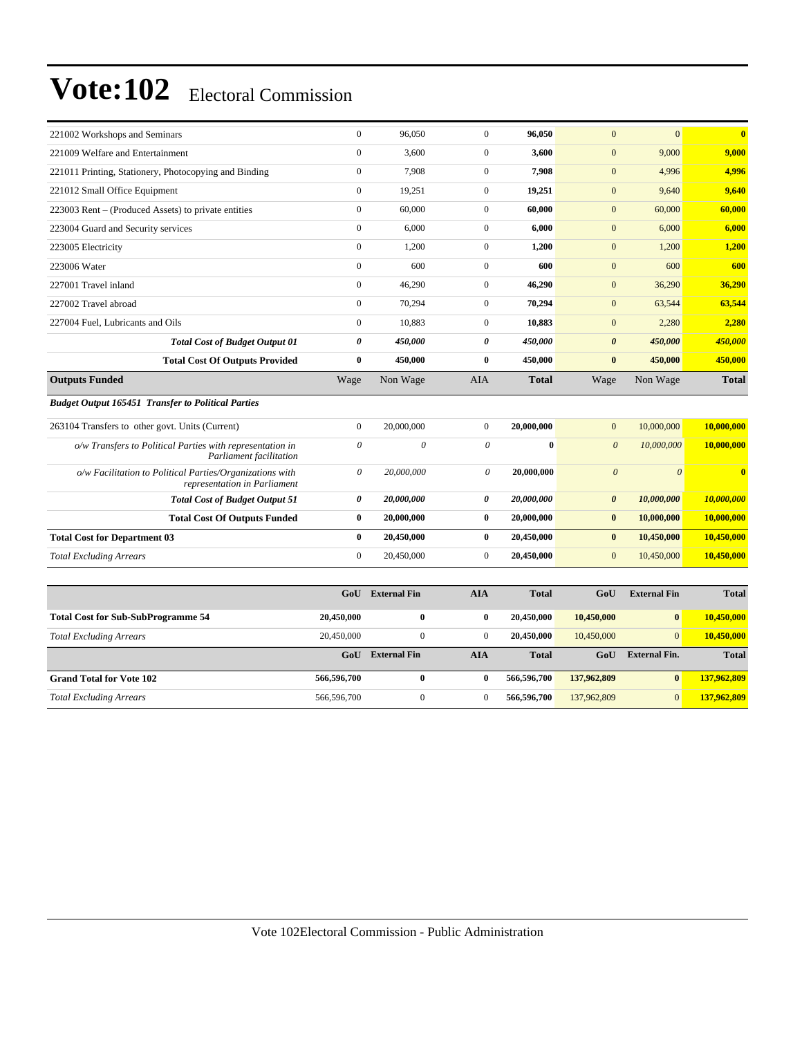# Vote:102 Electoral Commission

| | | | | | | | |
|---|---|---|---|---|---|---|---|
| 221002 Workshops and Seminars | 0 | 96,050 | 0 | **96,050** | 0 | 0 | **0** |
| 221009 Welfare and Entertainment | 0 | 3,600 | 0 | **3,600** | 0 | 9,000 | **9,000** |
| 221011 Printing, Stationery, Photocopying and Binding | 0 | 7,908 | 0 | **7,908** | 0 | 4,996 | **4,996** |
| 221012 Small Office Equipment | 0 | 19,251 | 0 | **19,251** | 0 | 9,640 | **9,640** |
| 223003 Rent – (Produced Assets) to private entities | 0 | 60,000 | 0 | **60,000** | 0 | 60,000 | **60,000** |
| 223004 Guard and Security services | 0 | 6,000 | 0 | **6,000** | 0 | 6,000 | **6,000** |
| 223005 Electricity | 0 | 1,200 | 0 | **1,200** | 0 | 1,200 | **1,200** |
| 223006 Water | 0 | 600 | 0 | **600** | 0 | 600 | **600** |
| 227001 Travel inland | 0 | 46,290 | 0 | **46,290** | 0 | 36,290 | **36,290** |
| 227002 Travel abroad | 0 | 70,294 | 0 | **70,294** | 0 | 63,544 | **63,544** |
| 227004 Fuel, Lubricants and Oils | 0 | 10,883 | 0 | **10,883** | 0 | 2,280 | **2,280** |
| ***Total Cost of Budget Output 01*** | ***0*** | ***450,000*** | ***0*** | ***450,000*** | ***0*** | ***450,000*** | ***450,000*** |
| **Total Cost Of Outputs Provided** | **0** | **450,000** | **0** | **450,000** | **0** | **450,000** | **450,000** |
| **Outputs Funded** | Wage | Non Wage | AIA | **Total** | Wage | Non Wage | **Total** |
| ***Budget Output 165451 Transfer to Political Parties*** | | | | | | | |
| 263104 Transfers to other govt. Units (Current) | 0 | 20,000,000 | 0 | **20,000,000** | 0 | 10,000,000 | **10,000,000** |
| *o/w Transfers to Political Parties with representation in Parliament facilitation* | *0* | *0* | *0* | **0** | *0* | *10,000,000* | **10,000,000** |
| *o/w Facilitation to Political Parties/Organizations with representation in Parliament* | *0* | *20,000,000* | *0* | **20,000,000** | *0* | *0* | **0** |
| ***Total Cost of Budget Output 51*** | ***0*** | ***20,000,000*** | ***0*** | ***20,000,000*** | ***0*** | ***10,000,000*** | ***10,000,000*** |
| **Total Cost Of Outputs Funded** | **0** | **20,000,000** | **0** | **20,000,000** | **0** | **10,000,000** | **10,000,000** |
| **Total Cost for Department 03** | **0** | **20,450,000** | **0** | **20,450,000** | **0** | **10,450,000** | **10,450,000** |
| *Total Excluding Arrears* | 0 | 20,450,000 | 0 | **20,450,000** | 0 | 10,450,000 | **10,450,000** |

| | GoU | External Fin | AIA | Total | GoU | External Fin | Total |
|---|---|---|---|---|---|---|---|
| **Total Cost for Sub-SubProgramme 54** | **20,450,000** | **0** | **0** | **20,450,000** | **10,450,000** | **0** | **10,450,000** |
| *Total Excluding Arrears* | 20,450,000 | 0 | 0 | **20,450,000** | 10,450,000 | 0 | **10,450,000** |
| | **GoU** | **External Fin** | **AIA** | **Total** | **GoU** | **External Fin.** | **Total** |
| **Grand Total for Vote 102** | **566,596,700** | **0** | **0** | **566,596,700** | **137,962,809** | **0** | **137,962,809** |
| *Total Excluding Arrears* | 566,596,700 | 0 | 0 | **566,596,700** | 137,962,809 | 0 | **137,962,809** |